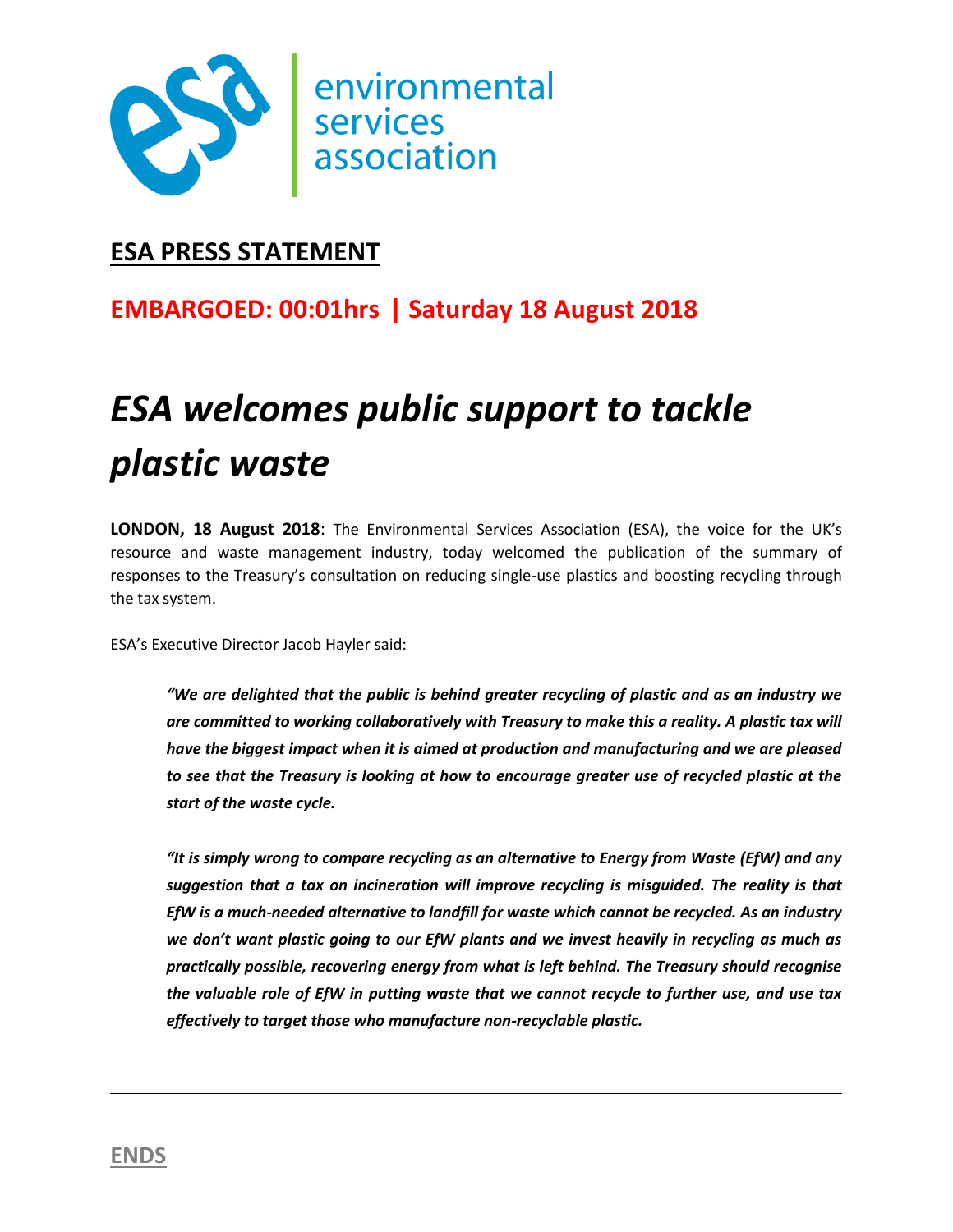environmental services association

## ESA PRESS STATEMENT

**EMBARGOED: 00:01hrs | Saturday 18 August 2018**

# *ESA welcomes public support to tackle plastic waste*

**LONDON, 18 August 2018**: The Environmental Services Association (ESA), the voice for the UK's resource and waste management industry, today welcomed the publication of the summary of responses to the Treasury's consultation on reducing single-use plastics and boosting recycling through the tax system.

ESA's Executive Director Jacob Hayler said:

> ***"We are delighted that the public is behind greater recycling of plastic and as an industry we are committed to working collaboratively with Treasury to make this a reality. A plastic tax will have the biggest impact when it is aimed at production and manufacturing and we are pleased to see that the Treasury is looking at how to encourage greater use of recycled plastic at the start of the waste cycle.***
>
> ***"It is simply wrong to compare recycling as an alternative to Energy from Waste (EfW) and any suggestion that a tax on incineration will improve recycling is misguided. The reality is that EfW is a much-needed alternative to landfill for waste which cannot be recycled. As an industry we don't want plastic going to our EfW plants and we invest heavily in recycling as much as practically possible, recovering energy from what is left behind. The Treasury should recognise the valuable role of EfW in putting waste that we cannot recycle to further use, and use tax effectively to target those who manufacture non-recyclable plastic.***

---

**ENDS**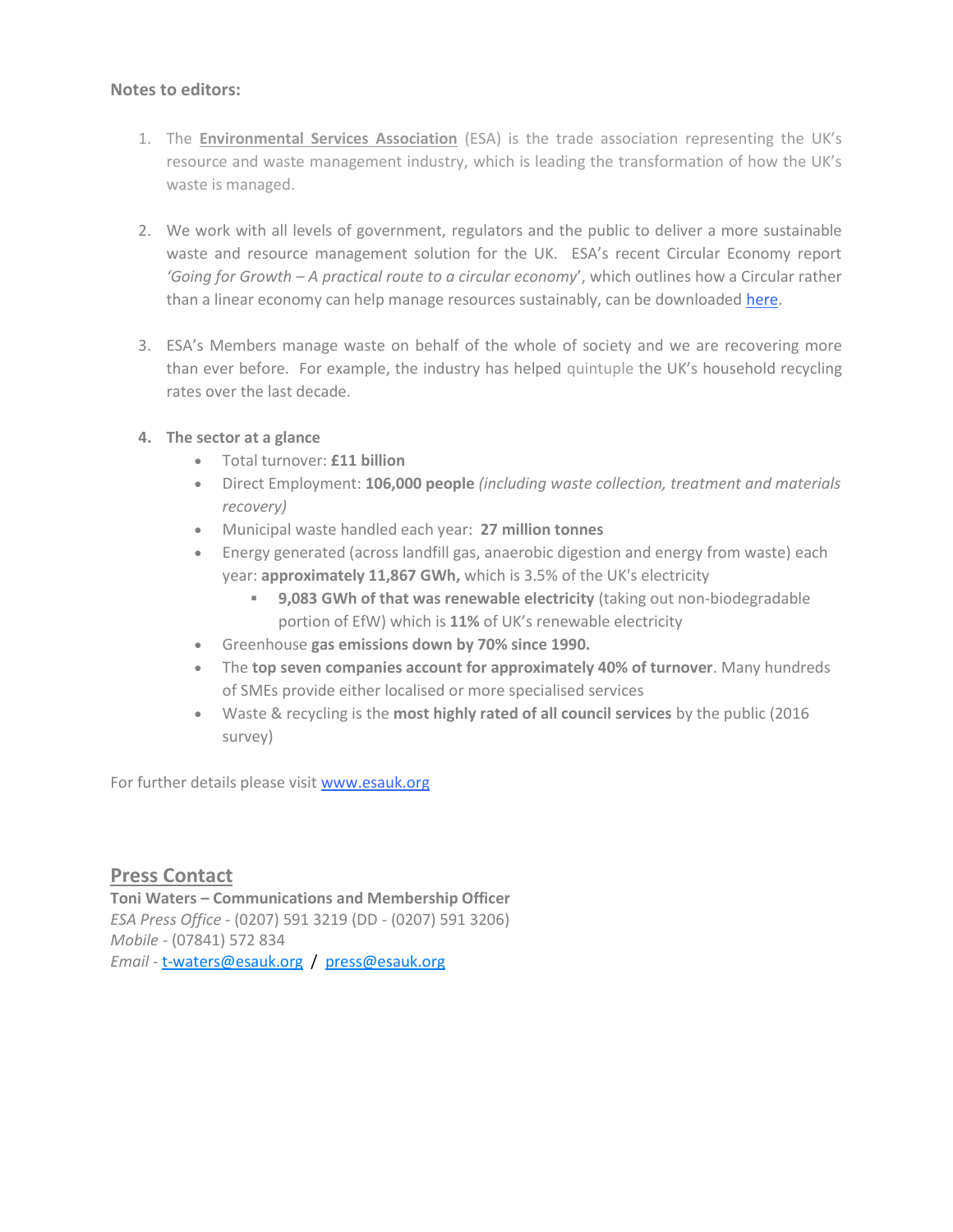**Notes to editors:**

1. The **Environmental Services Association** (ESA) is the trade association representing the UK's resource and waste management industry, which is leading the transformation of how the UK's waste is managed.

2. We work with all levels of government, regulators and the public to deliver a more sustainable waste and resource management solution for the UK. ESA's recent Circular Economy report *'Going for Growth – A practical route to a circular economy*', which outlines how a Circular rather than a linear economy can help manage resources sustainably, can be downloaded [here](#).

3. ESA's Members manage waste on behalf of the whole of society and we are recovering more than ever before. For example, the industry has helped quintuple the UK's household recycling rates over the last decade.

4. **The sector at a glance**
   - Total turnover: **£11 billion**
   - Direct Employment: **106,000 people** *(including waste collection, treatment and materials recovery)*
   - Municipal waste handled each year: **27 million tonnes**
   - Energy generated (across landfill gas, anaerobic digestion and energy from waste) each year: **approximately 11,867 GWh,** which is 3.5% of the UK's electricity
     - **9,083 GWh of that was renewable electricity** (taking out non-biodegradable portion of EfW) which is **11%** of UK's renewable electricity
   - Greenhouse **gas emissions down by 70% since 1990.**
   - The **top seven companies account for approximately 40% of turnover**. Many hundreds of SMEs provide either localised or more specialised services
   - Waste & recycling is the **most highly rated of all council services** by the public (2016 survey)

For further details please visit [www.esauk.org](http://www.esauk.org)

## Press Contact

**Toni Waters – Communications and Membership Officer**
*ESA Press Office* - (0207) 591 3219 (DD - (0207) 591 3206)
*Mobile* - (07841) 572 834
*Email* - [t-waters@esauk.org](mailto:t-waters@esauk.org) / [press@esauk.org](mailto:press@esauk.org)